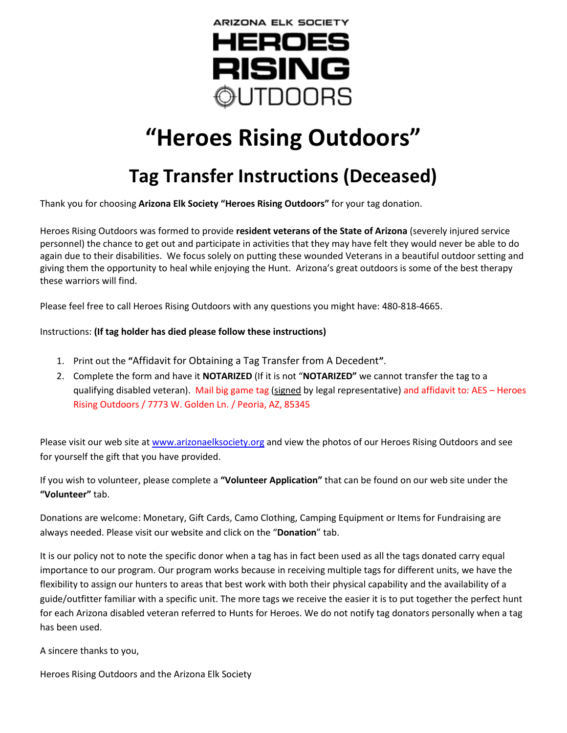ARIZONA ELK SOCIETY
HEROES
RISING
OUTDOORS

# "Heroes Rising Outdoors"

## Tag Transfer Instructions (Deceased)

Thank you for choosing **Arizona Elk Society "Heroes Rising Outdoors"** for your tag donation.

Heroes Rising Outdoors was formed to provide **resident veterans of the State of Arizona** (severely injured service personnel) the chance to get out and participate in activities that they may have felt they would never be able to do again due to their disabilities. We focus solely on putting these wounded Veterans in a beautiful outdoor setting and giving them the opportunity to heal while enjoying the Hunt. Arizona's great outdoors is some of the best therapy these warriors will find.

Please feel free to call Heroes Rising Outdoors with any questions you might have: 480-818-4665.

Instructions: **(If tag holder has died please follow these instructions)**

1. Print out the **"**Affidavit for Obtaining a Tag Transfer from A Decedent**"**.
2. Complete the form and have it **NOTARIZED** (If it is not "**NOTARIZED"** we cannot transfer the tag to a qualifying disabled veteran). Mail big game tag (signed by legal representative) and affidavit to: AES – Heroes Rising Outdoors / 7773 W. Golden Ln. / Peoria, AZ, 85345

Please visit our web site at www.arizonaelksociety.org and view the photos of our Heroes Rising Outdoors and see for yourself the gift that you have provided.

If you wish to volunteer, please complete a **"Volunteer Application"** that can be found on our web site under the **"Volunteer"** tab.

Donations are welcome: Monetary, Gift Cards, Camo Clothing, Camping Equipment or Items for Fundraising are always needed. Please visit our website and click on the "**Donation**" tab.

It is our policy not to note the specific donor when a tag has in fact been used as all the tags donated carry equal importance to our program. Our program works because in receiving multiple tags for different units, we have the flexibility to assign our hunters to areas that best work with both their physical capability and the availability of a guide/outfitter familiar with a specific unit. The more tags we receive the easier it is to put together the perfect hunt for each Arizona disabled veteran referred to Hunts for Heroes. We do not notify tag donators personally when a tag has been used.

A sincere thanks to you,

Heroes Rising Outdoors and the Arizona Elk Society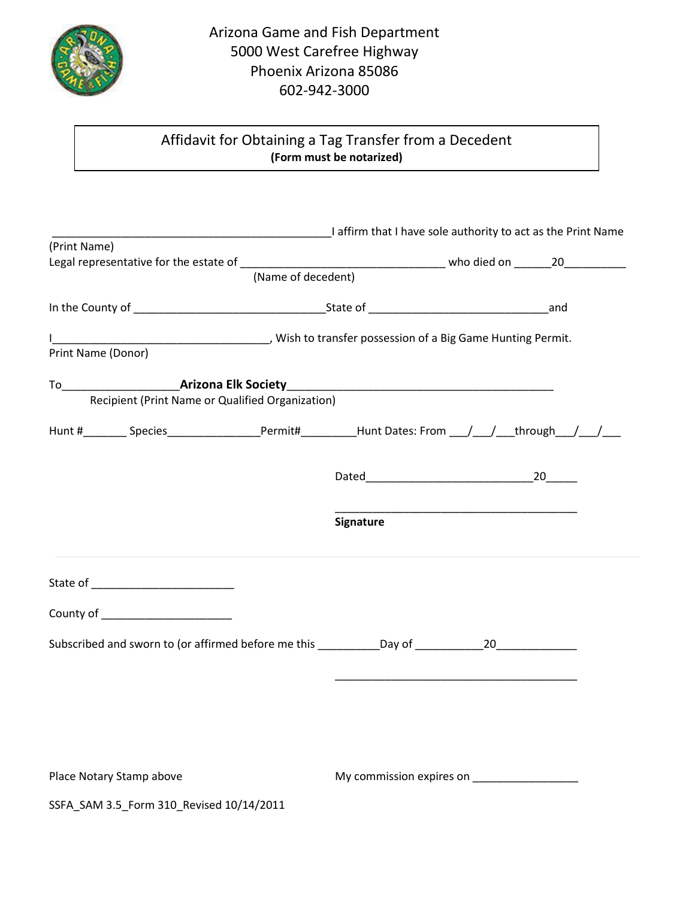Arizona Game and Fish Department
5000 West Carefree Highway
Phoenix Arizona 85086
602-942-3000

## Affidavit for Obtaining a Tag Transfer from a Decedent
**(Form must be notarized)**

_______________________________________________I affirm that I have sole authority to act as the Print Name
(Print Name)
Legal representative for the estate of _________________________________ who died on ______20__________
(Name of decedent)

In the County of _______________________________State of _____________________________and

I___________________________________, Wish to transfer possession of a Big Game Hunting Permit.
Print Name (Donor)

To__________________**Arizona Elk Society**__________________________________________
Recipient (Print Name or Qualified Organization)

Hunt #_______ Species_______________Permit#_________Hunt Dates: From ___/___/___through___/___/___

Dated___________________________20_____

_______________________________________
**Signature**

---

State of _______________________

County of _____________________

Subscribed and sworn to (or affirmed before me this __________Day of ___________20_____________

_______________________________________

Place Notary Stamp above

My commission expires on _________________

SSFA_SAM 3.5_Form 310_Revised 10/14/2011